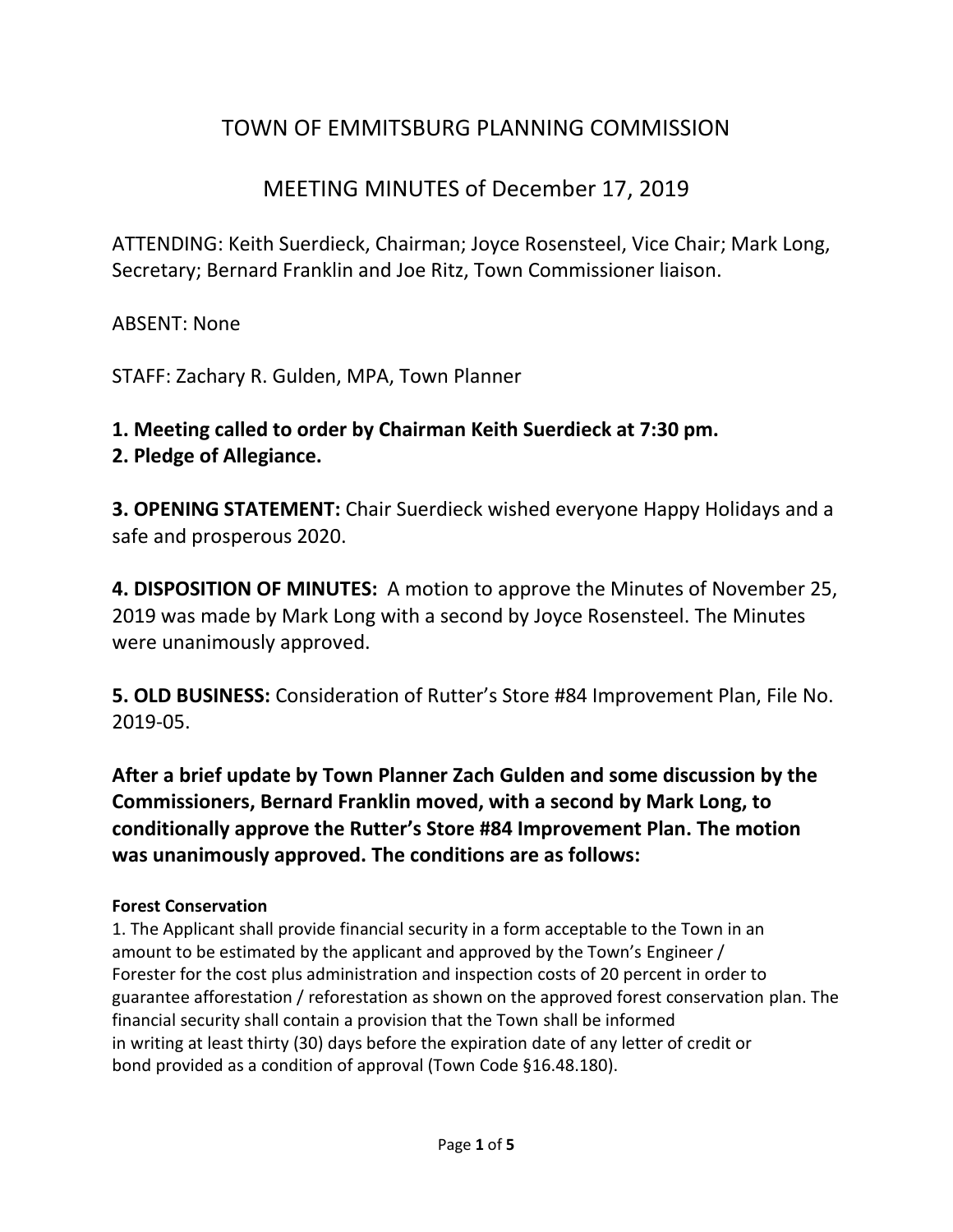# TOWN OF EMMITSBURG PLANNING COMMISSION

## MEETING MINUTES of December 17, 2019

ATTENDING: Keith Suerdieck, Chairman; Joyce Rosensteel, Vice Chair; Mark Long, Secretary; Bernard Franklin and Joe Ritz, Town Commissioner liaison.

ABSENT: None

STAFF: Zachary R. Gulden, MPA, Town Planner

**1. Meeting called to order by Chairman Keith Suerdieck at 7:30 pm.**
**2. Pledge of Allegiance.**

**3. OPENING STATEMENT:** Chair Suerdieck wished everyone Happy Holidays and a safe and prosperous 2020.

**4. DISPOSITION OF MINUTES:** A motion to approve the Minutes of November 25, 2019 was made by Mark Long with a second by Joyce Rosensteel. The Minutes were unanimously approved.

**5. OLD BUSINESS:** Consideration of Rutter's Store #84 Improvement Plan, File No. 2019-05.

**After a brief update by Town Planner Zach Gulden and some discussion by the Commissioners, Bernard Franklin moved, with a second by Mark Long, to conditionally approve the Rutter's Store #84 Improvement Plan. The motion was unanimously approved. The conditions are as follows:**

**Forest Conservation**

1. The Applicant shall provide financial security in a form acceptable to the Town in an amount to be estimated by the applicant and approved by the Town's Engineer / Forester for the cost plus administration and inspection costs of 20 percent in order to guarantee afforestation / reforestation as shown on the approved forest conservation plan. The financial security shall contain a provision that the Town shall be informed in writing at least thirty (30) days before the expiration date of any letter of credit or bond provided as a condition of approval (Town Code §16.48.180).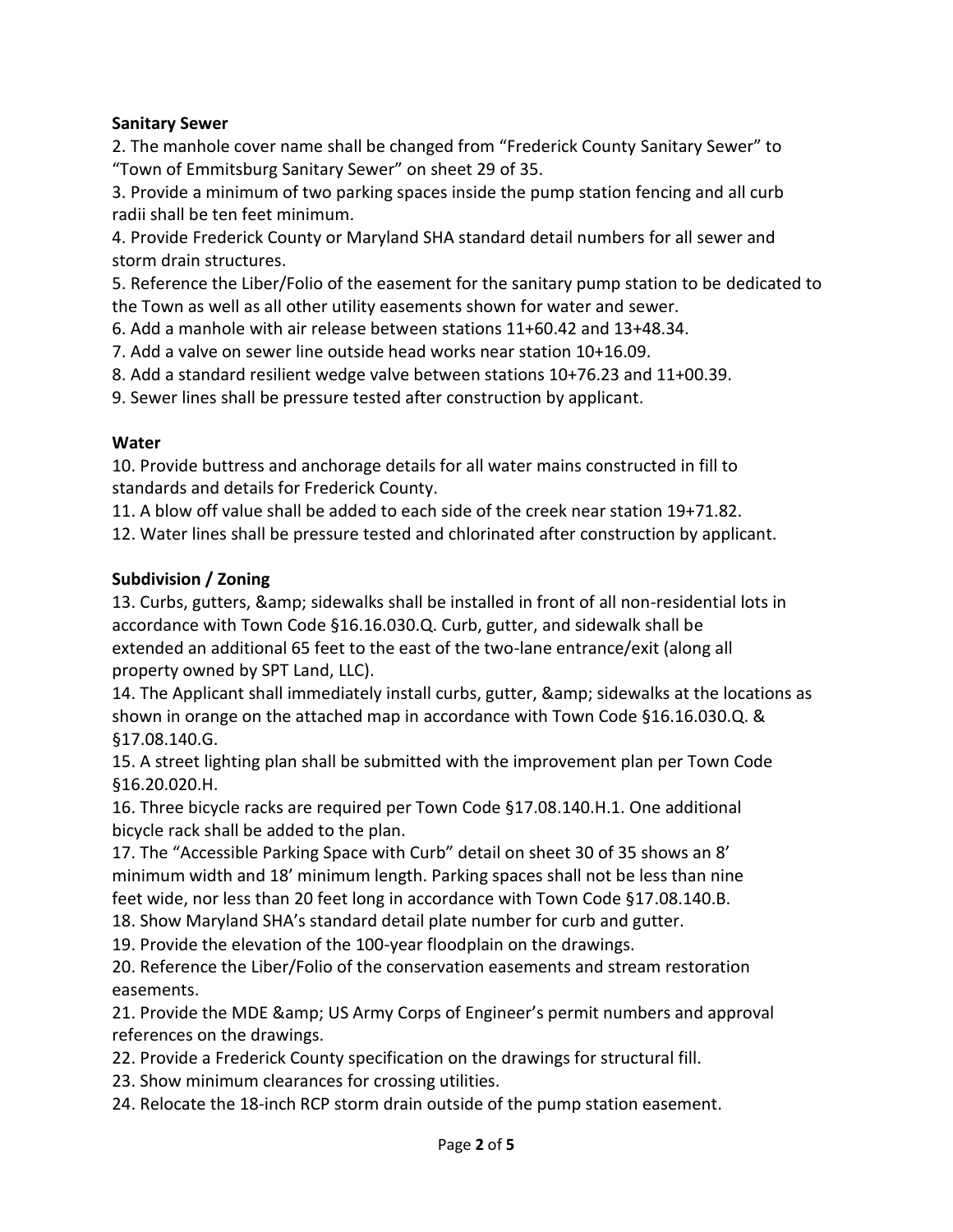**Sanitary Sewer**

2. The manhole cover name shall be changed from "Frederick County Sanitary Sewer" to "Town of Emmitsburg Sanitary Sewer" on sheet 29 of 35.
3. Provide a minimum of two parking spaces inside the pump station fencing and all curb radii shall be ten feet minimum.
4. Provide Frederick County or Maryland SHA standard detail numbers for all sewer and storm drain structures.
5. Reference the Liber/Folio of the easement for the sanitary pump station to be dedicated to the Town as well as all other utility easements shown for water and sewer.
6. Add a manhole with air release between stations 11+60.42 and 13+48.34.
7. Add a valve on sewer line outside head works near station 10+16.09.
8. Add a standard resilient wedge valve between stations 10+76.23 and 11+00.39.
9. Sewer lines shall be pressure tested after construction by applicant.

**Water**

10. Provide buttress and anchorage details for all water mains constructed in fill to standards and details for Frederick County.
11. A blow off value shall be added to each side of the creek near station 19+71.82.
12. Water lines shall be pressure tested and chlorinated after construction by applicant.

**Subdivision / Zoning**

13. Curbs, gutters, &amp; sidewalks shall be installed in front of all non-residential lots in accordance with Town Code §16.16.030.Q. Curb, gutter, and sidewalk shall be extended an additional 65 feet to the east of the two-lane entrance/exit (along all property owned by SPT Land, LLC).
14. The Applicant shall immediately install curbs, gutter, &amp; sidewalks at the locations as shown in orange on the attached map in accordance with Town Code §16.16.030.Q. & §17.08.140.G.
15. A street lighting plan shall be submitted with the improvement plan per Town Code §16.20.020.H.
16. Three bicycle racks are required per Town Code §17.08.140.H.1. One additional bicycle rack shall be added to the plan.
17. The "Accessible Parking Space with Curb" detail on sheet 30 of 35 shows an 8' minimum width and 18' minimum length. Parking spaces shall not be less than nine feet wide, nor less than 20 feet long in accordance with Town Code §17.08.140.B.
18. Show Maryland SHA's standard detail plate number for curb and gutter.
19. Provide the elevation of the 100-year floodplain on the drawings.
20. Reference the Liber/Folio of the conservation easements and stream restoration easements.
21. Provide the MDE &amp; US Army Corps of Engineer's permit numbers and approval references on the drawings.
22. Provide a Frederick County specification on the drawings for structural fill.
23. Show minimum clearances for crossing utilities.
24. Relocate the 18-inch RCP storm drain outside of the pump station easement.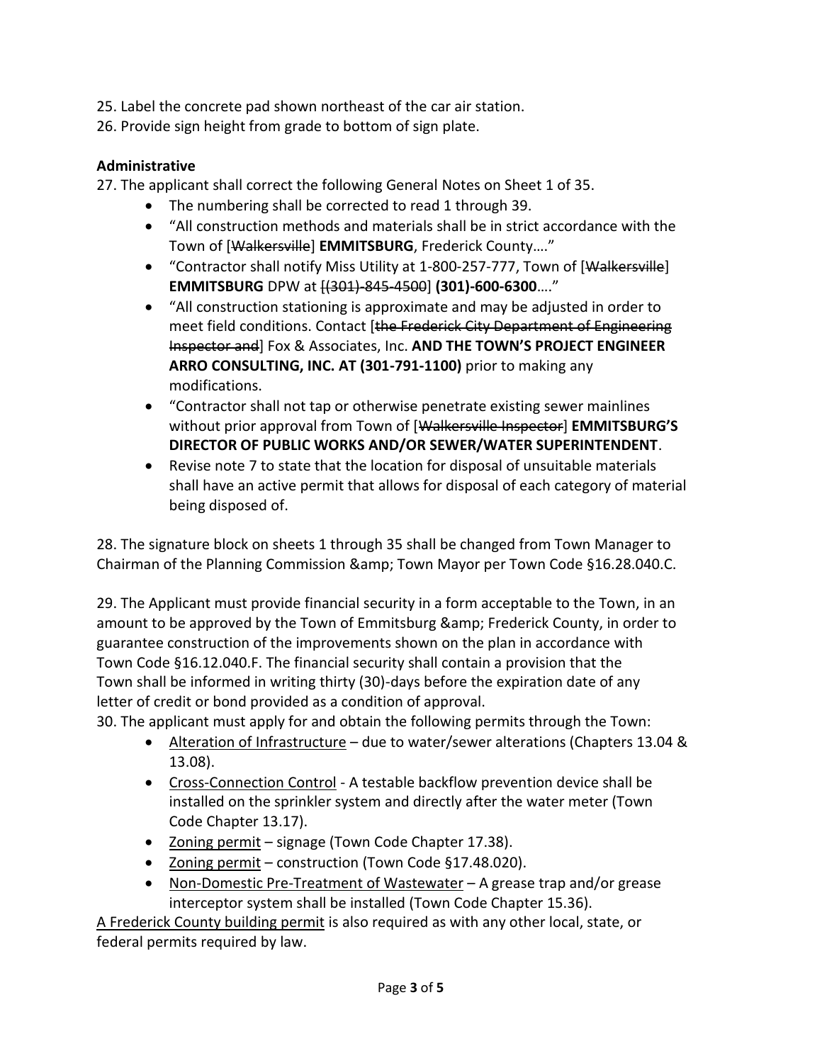25. Label the concrete pad shown northeast of the car air station.
26. Provide sign height from grade to bottom of sign plate.

**Administrative**

27. The applicant shall correct the following General Notes on Sheet 1 of 35.
    - The numbering shall be corrected to read 1 through 39.
    - "All construction methods and materials shall be in strict accordance with the Town of [~~Walkersville~~] **EMMITSBURG**, Frederick County…."
    - "Contractor shall notify Miss Utility at 1-800-257-777, Town of [~~Walkersville~~] **EMMITSBURG** DPW at [~~(301)-845-4500~~] **(301)-600-6300**…."
    - "All construction stationing is approximate and may be adjusted in order to meet field conditions. Contact [~~the Frederick City Department of Engineering Inspector and~~] Fox & Associates, Inc. **AND THE TOWN'S PROJECT ENGINEER ARRO CONSULTING, INC. AT (301-791-1100)** prior to making any modifications.
    - "Contractor shall not tap or otherwise penetrate existing sewer mainlines without prior approval from Town of [~~Walkersville Inspector~~] **EMMITSBURG'S DIRECTOR OF PUBLIC WORKS AND/OR SEWER/WATER SUPERINTENDENT**.
    - Revise note 7 to state that the location for disposal of unsuitable materials shall have an active permit that allows for disposal of each category of material being disposed of.

28. The signature block on sheets 1 through 35 shall be changed from Town Manager to Chairman of the Planning Commission &amp; Town Mayor per Town Code §16.28.040.C.

29. The Applicant must provide financial security in a form acceptable to the Town, in an amount to be approved by the Town of Emmitsburg &amp; Frederick County, in order to guarantee construction of the improvements shown on the plan in accordance with Town Code §16.12.040.F. The financial security shall contain a provision that the Town shall be informed in writing thirty (30)-days before the expiration date of any letter of credit or bond provided as a condition of approval.

30. The applicant must apply for and obtain the following permits through the Town:
    - <u>Alteration of Infrastructure</u> – due to water/sewer alterations (Chapters 13.04 & 13.08).
    - <u>Cross-Connection Control</u> - A testable backflow prevention device shall be installed on the sprinkler system and directly after the water meter (Town Code Chapter 13.17).
    - <u>Zoning permit</u> – signage (Town Code Chapter 17.38).
    - <u>Zoning permit</u> – construction (Town Code §17.48.020).
    - <u>Non-Domestic Pre-Treatment of Wastewater</u> – A grease trap and/or grease interceptor system shall be installed (Town Code Chapter 15.36).

<u>A Frederick County building permit</u> is also required as with any other local, state, or federal permits required by law.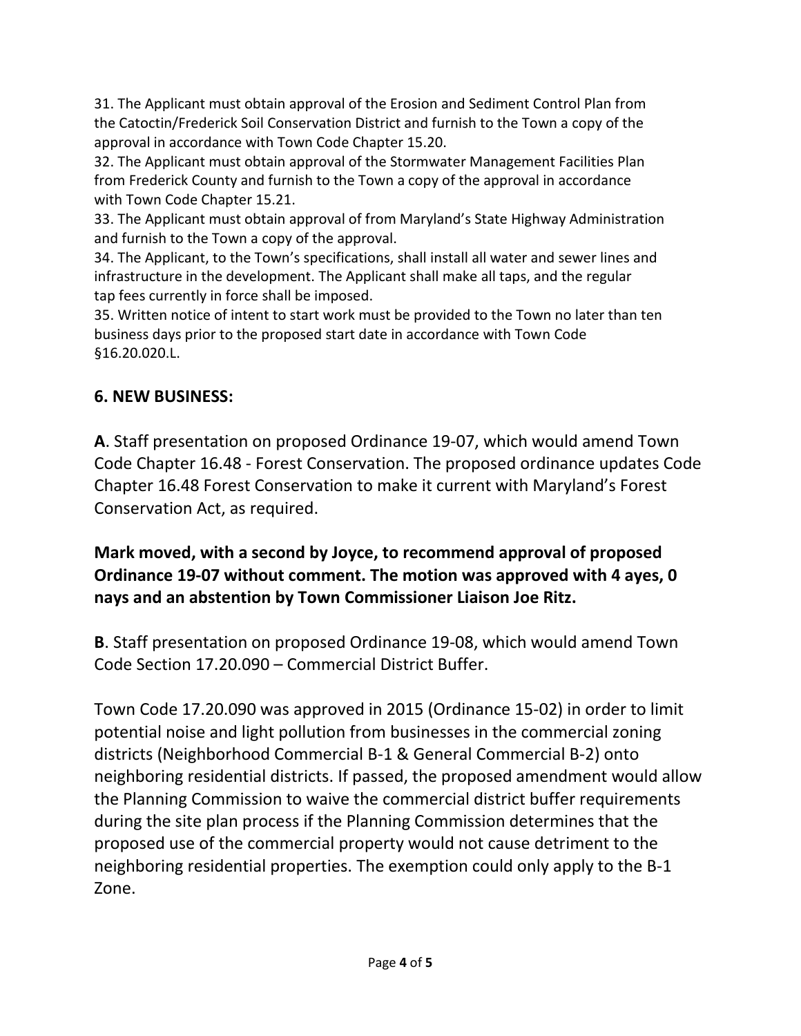31. The Applicant must obtain approval of the Erosion and Sediment Control Plan from the Catoctin/Frederick Soil Conservation District and furnish to the Town a copy of the approval in accordance with Town Code Chapter 15.20.
32. The Applicant must obtain approval of the Stormwater Management Facilities Plan from Frederick County and furnish to the Town a copy of the approval in accordance with Town Code Chapter 15.21.
33. The Applicant must obtain approval of from Maryland's State Highway Administration and furnish to the Town a copy of the approval.
34. The Applicant, to the Town's specifications, shall install all water and sewer lines and infrastructure in the development. The Applicant shall make all taps, and the regular tap fees currently in force shall be imposed.
35. Written notice of intent to start work must be provided to the Town no later than ten business days prior to the proposed start date in accordance with Town Code §16.20.020.L.

## 6. NEW BUSINESS:

**A**. Staff presentation on proposed Ordinance 19-07, which would amend Town Code Chapter 16.48 - Forest Conservation. The proposed ordinance updates Code Chapter 16.48 Forest Conservation to make it current with Maryland's Forest Conservation Act, as required.

**Mark moved, with a second by Joyce, to recommend approval of proposed Ordinance 19-07 without comment. The motion was approved with 4 ayes, 0 nays and an abstention by Town Commissioner Liaison Joe Ritz.**

**B**. Staff presentation on proposed Ordinance 19-08, which would amend Town Code Section 17.20.090 – Commercial District Buffer.

Town Code 17.20.090 was approved in 2015 (Ordinance 15-02) in order to limit potential noise and light pollution from businesses in the commercial zoning districts (Neighborhood Commercial B-1 & General Commercial B-2) onto neighboring residential districts. If passed, the proposed amendment would allow the Planning Commission to waive the commercial district buffer requirements during the site plan process if the Planning Commission determines that the proposed use of the commercial property would not cause detriment to the neighboring residential properties. The exemption could only apply to the B-1 Zone.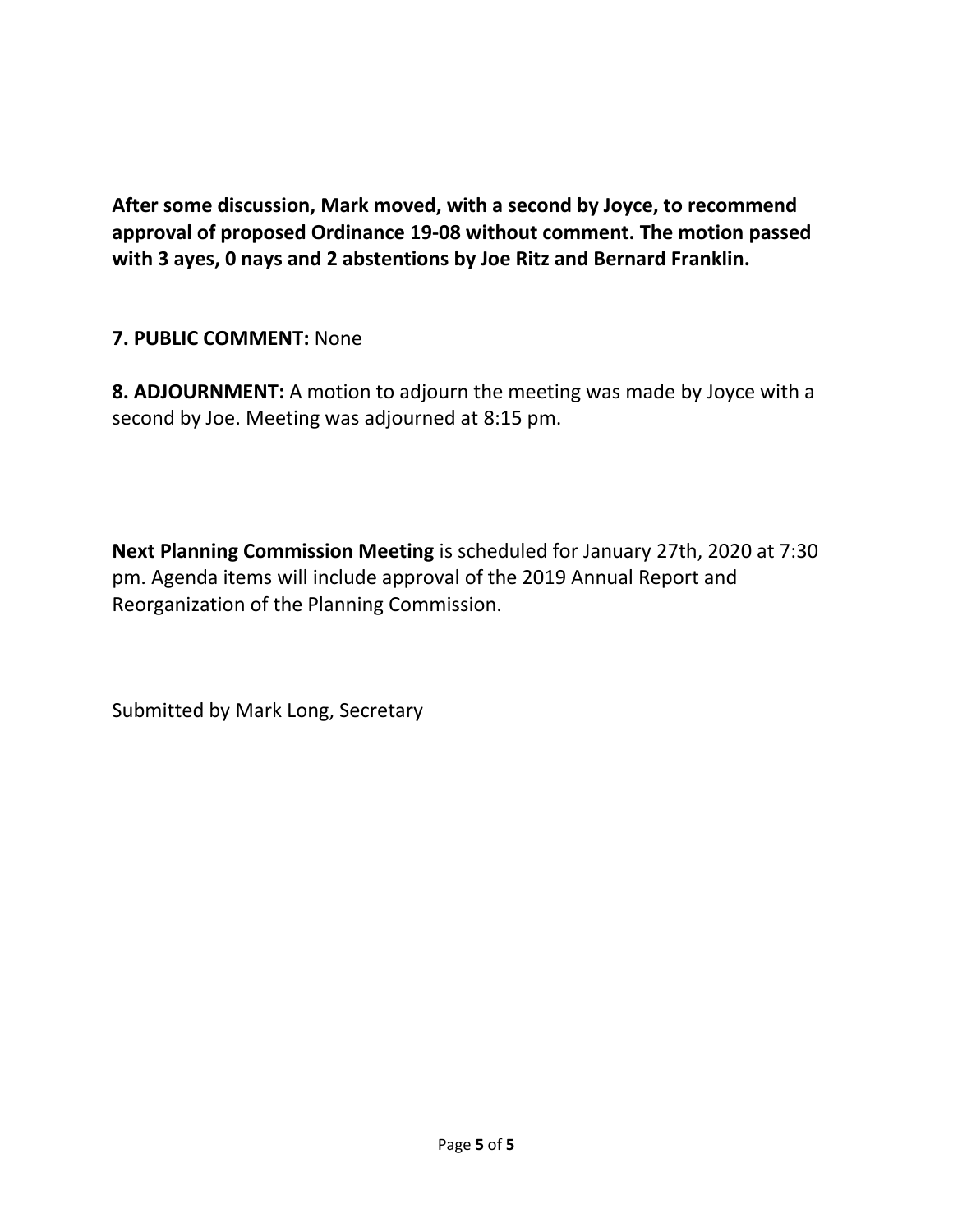**After some discussion, Mark moved, with a second by Joyce, to recommend approval of proposed Ordinance 19-08 without comment. The motion passed with 3 ayes, 0 nays and 2 abstentions by Joe Ritz and Bernard Franklin.**

**7. PUBLIC COMMENT:** None

**8. ADJOURNMENT:** A motion to adjourn the meeting was made by Joyce with a second by Joe. Meeting was adjourned at 8:15 pm.

**Next Planning Commission Meeting** is scheduled for January 27th, 2020 at 7:30 pm. Agenda items will include approval of the 2019 Annual Report and Reorganization of the Planning Commission.

Submitted by Mark Long, Secretary